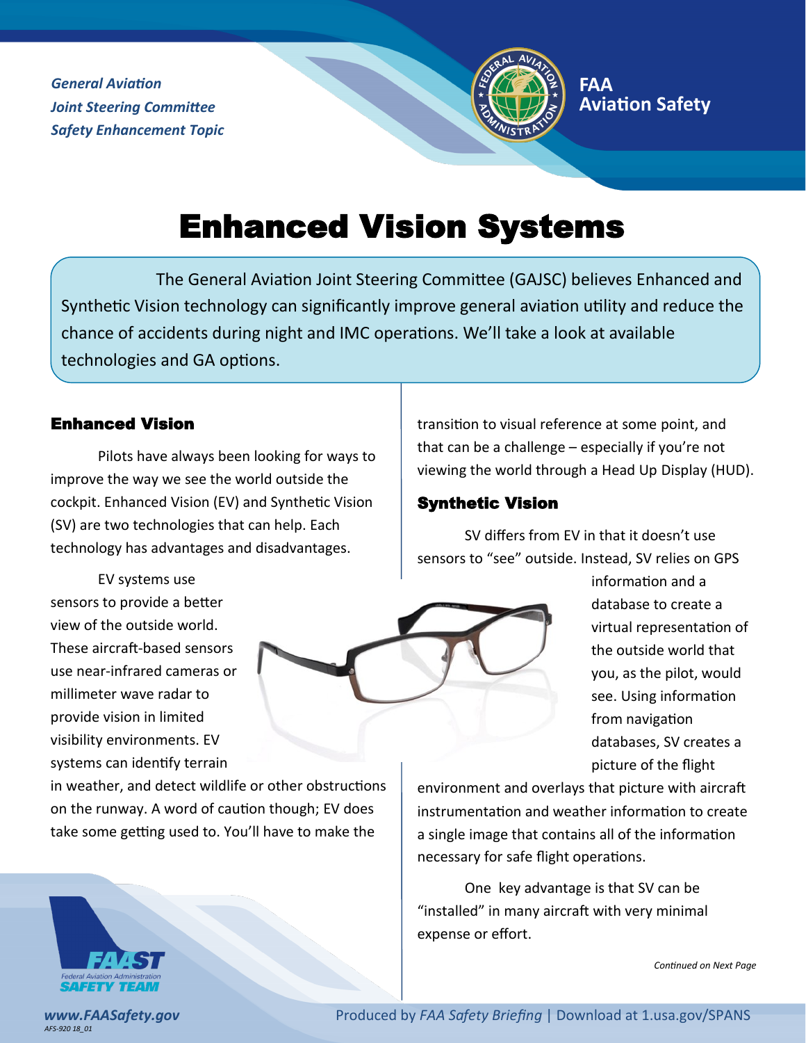*General Aviation*
*Joint Steering Committee*
*Safety Enhancement Topic*

**FAA Aviation Safety**

# Enhanced Vision Systems

The General Aviation Joint Steering Committee (GAJSC) believes Enhanced and Synthetic Vision technology can significantly improve general aviation utility and reduce the chance of accidents during night and IMC operations. We'll take a look at available technologies and GA options.

## Enhanced Vision

Pilots have always been looking for ways to improve the way we see the world outside the cockpit. Enhanced Vision (EV) and Synthetic Vision (SV) are two technologies that can help. Each technology has advantages and disadvantages.

EV systems use sensors to provide a better view of the outside world. These aircraft-based sensors use near-infrared cameras or millimeter wave radar to provide vision in limited visibility environments. EV systems can identify terrain in weather, and detect wildlife or other obstructions on the runway. A word of caution though; EV does take some getting used to. You'll have to make the transition to visual reference at some point, and that can be a challenge – especially if you're not viewing the world through a Head Up Display (HUD).

## Synthetic Vision

SV differs from EV in that it doesn't use sensors to "see" outside. Instead, SV relies on GPS information and a database to create a virtual representation of the outside world that you, as the pilot, would see. Using information from navigation databases, SV creates a picture of the flight environment and overlays that picture with aircraft instrumentation and weather information to create a single image that contains all of the information necessary for safe flight operations.

One key advantage is that SV can be "installed" in many aircraft with very minimal expense or effort.

*Continued on Next Page*

**www.FAASafety.gov**
AFS-920 18_01

Produced by *FAA Safety Briefing* | Download at 1.usa.gov/SPANS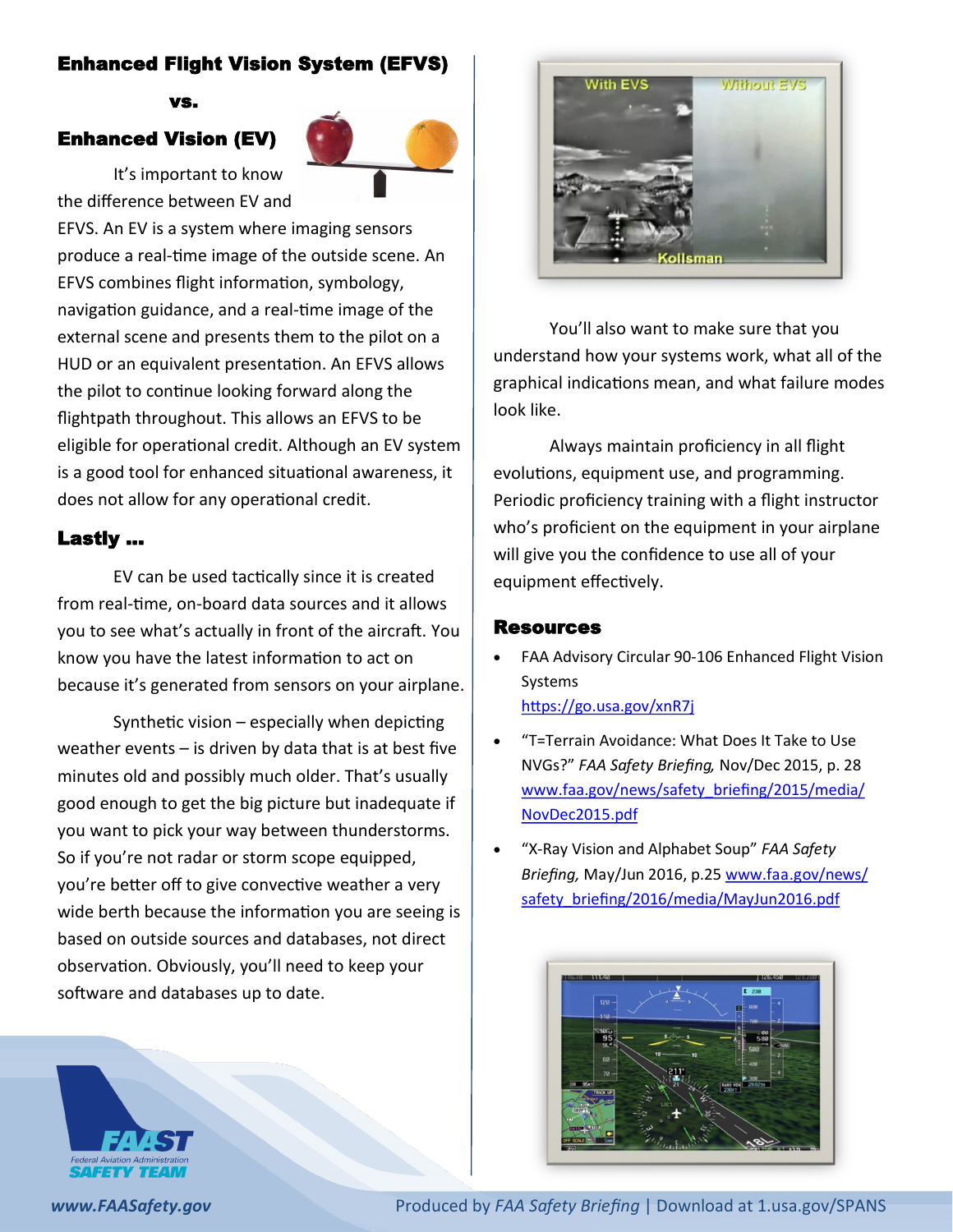## Enhanced Flight Vision System (EFVS)

**vs.**

## Enhanced Vision (EV)

It's important to know the difference between EV and EFVS. An EV is a system where imaging sensors produce a real-time image of the outside scene. An EFVS combines flight information, symbology, navigation guidance, and a real-time image of the external scene and presents them to the pilot on a HUD or an equivalent presentation. An EFVS allows the pilot to continue looking forward along the flightpath throughout. This allows an EFVS to be eligible for operational credit. Although an EV system is a good tool for enhanced situational awareness, it does not allow for any operational credit.

## Lastly ...

EV can be used tactically since it is created from real-time, on-board data sources and it allows you to see what's actually in front of the aircraft. You know you have the latest information to act on because it's generated from sensors on your airplane.

Synthetic vision – especially when depicting weather events – is driven by data that is at best five minutes old and possibly much older. That's usually good enough to get the big picture but inadequate if you want to pick your way between thunderstorms. So if you're not radar or storm scope equipped, you're better off to give convective weather a very wide berth because the information you are seeing is based on outside sources and databases, not direct observation. Obviously, you'll need to keep your software and databases up to date.

With EVS

Without EVS

Kollsman

You'll also want to make sure that you understand how your systems work, what all of the graphical indications mean, and what failure modes look like.

Always maintain proficiency in all flight evolutions, equipment use, and programming. Periodic proficiency training with a flight instructor who's proficient on the equipment in your airplane will give you the confidence to use all of your equipment effectively.

## Resources

- FAA Advisory Circular 90-106 Enhanced Flight Vision Systems https://go.usa.gov/xnR7j
- "T=Terrain Avoidance: What Does It Take to Use NVGs?" *FAA Safety Briefing,* Nov/Dec 2015, p. 28 www.faa.gov/news/safety_briefing/2015/media/NovDec2015.pdf
- "X-Ray Vision and Alphabet Soup" *FAA Safety Briefing,* May/Jun 2016, p.25 www.faa.gov/news/safety_briefing/2016/media/MayJun2016.pdf

FAAST Federal Aviation Administration SAFETY TEAM

www.FAASafety.gov

Produced by *FAA Safety Briefing* | Download at 1.usa.gov/SPANS